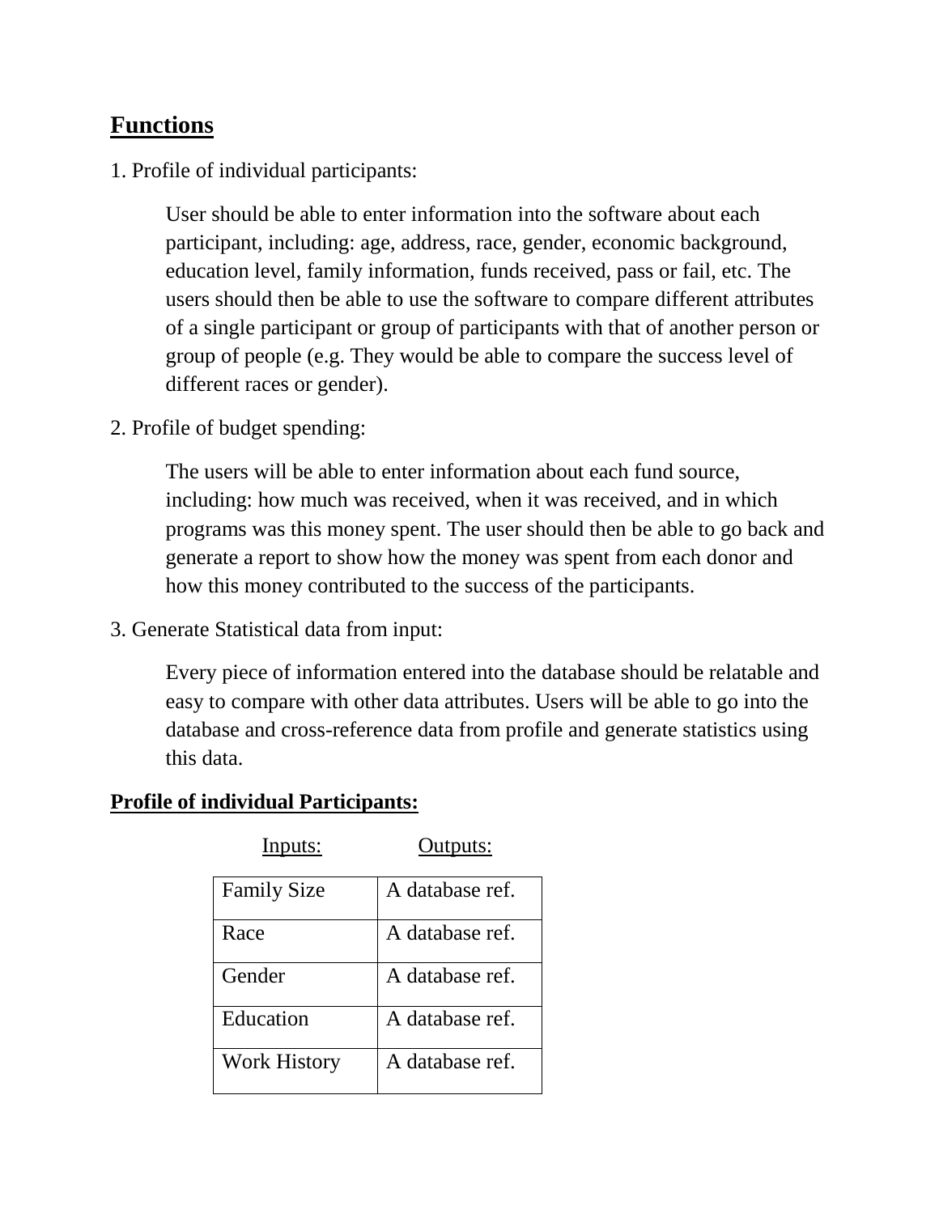## Functions

1. Profile of individual participants:

   User should be able to enter information into the software about each participant, including: age, address, race, gender, economic background, education level, family information, funds received, pass or fail, etc. The users should then be able to use the software to compare different attributes of a single participant or group of participants with that of another person or group of people (e.g. They would be able to compare the success level of different races or gender).

2. Profile of budget spending:

   The users will be able to enter information about each fund source, including: how much was received, when it was received, and in which programs was this money spent. The user should then be able to go back and generate a report to show how the money was spent from each donor and how this money contributed to the success of the participants.

3. Generate Statistical data from input:

   Every piece of information entered into the database should be relatable and easy to compare with other data attributes. Users will be able to go into the database and cross-reference data from profile and generate statistics using this data.

### Profile of individual Participants:

| Inputs: | Outputs: |
| --- | --- |
| Family Size | A database ref. |
| Race | A database ref. |
| Gender | A database ref. |
| Education | A database ref. |
| Work History | A database ref. |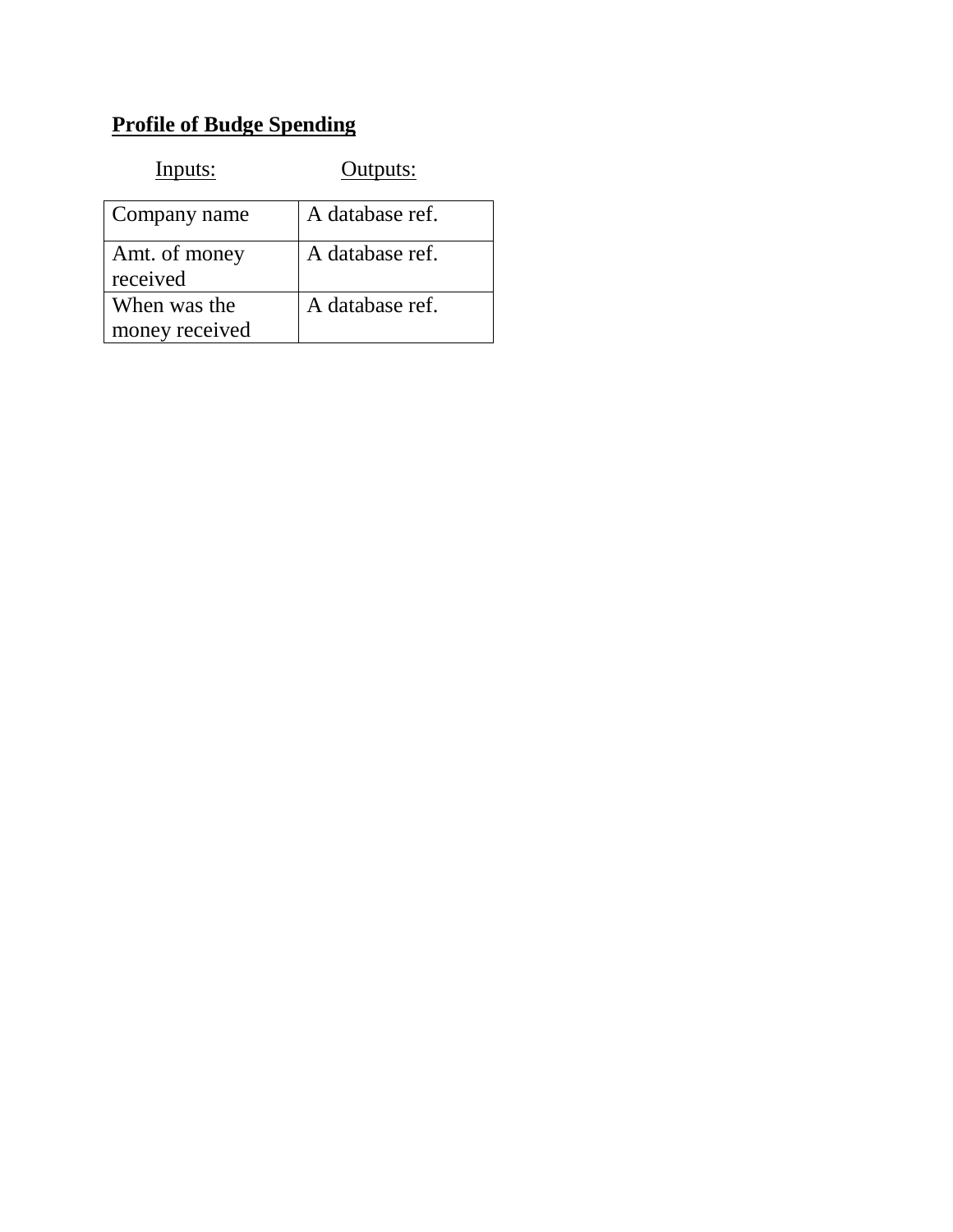**Profile of Budge Spending**

Inputs: Outputs:

| Inputs: | Outputs: |
|---|---|
| Company name | A database ref. |
| Amt. of money received | A database ref. |
| When was the money received | A database ref. |